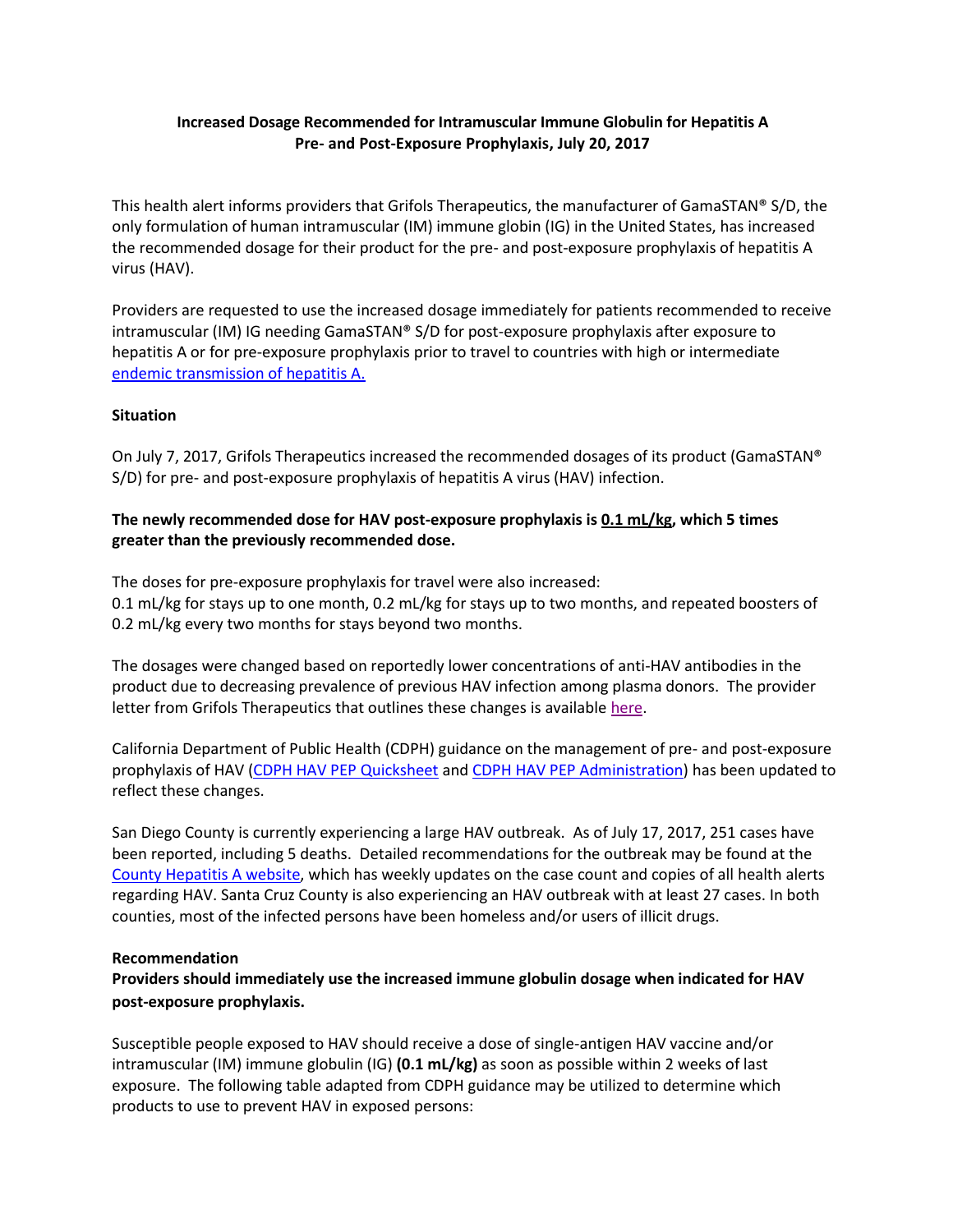# Increased Dosage Recommended for Intramuscular Immune Globulin for Hepatitis A Pre- and Post-Exposure Prophylaxis, July 20, 2017

This health alert informs providers that Grifols Therapeutics, the manufacturer of GamaSTAN® S/D, the only formulation of human intramuscular (IM) immune globin (IG) in the United States, has increased the recommended dosage for their product for the pre- and post-exposure prophylaxis of hepatitis A virus (HAV).

Providers are requested to use the increased dosage immediately for patients recommended to receive intramuscular (IM) IG needing GamaSTAN® S/D for post-exposure prophylaxis after exposure to hepatitis A or for pre-exposure prophylaxis prior to travel to countries with high or intermediate endemic transmission of hepatitis A.

## Situation

On July 7, 2017, Grifols Therapeutics increased the recommended dosages of its product (GamaSTAN® S/D) for pre- and post-exposure prophylaxis of hepatitis A virus (HAV) infection.

**The newly recommended dose for HAV post-exposure prophylaxis is 0.1 mL/kg, which 5 times greater than the previously recommended dose.**

The doses for pre-exposure prophylaxis for travel were also increased:
0.1 mL/kg for stays up to one month, 0.2 mL/kg for stays up to two months, and repeated boosters of 0.2 mL/kg every two months for stays beyond two months.

The dosages were changed based on reportedly lower concentrations of anti-HAV antibodies in the product due to decreasing prevalence of previous HAV infection among plasma donors. The provider letter from Grifols Therapeutics that outlines these changes is available here.

California Department of Public Health (CDPH) guidance on the management of pre- and post-exposure prophylaxis of HAV (CDPH HAV PEP Quicksheet and CDPH HAV PEP Administration) has been updated to reflect these changes.

San Diego County is currently experiencing a large HAV outbreak. As of July 17, 2017, 251 cases have been reported, including 5 deaths. Detailed recommendations for the outbreak may be found at the County Hepatitis A website, which has weekly updates on the case count and copies of all health alerts regarding HAV. Santa Cruz County is also experiencing an HAV outbreak with at least 27 cases. In both counties, most of the infected persons have been homeless and/or users of illicit drugs.

## Recommendation

**Providers should immediately use the increased immune globulin dosage when indicated for HAV post-exposure prophylaxis.**

Susceptible people exposed to HAV should receive a dose of single-antigen HAV vaccine and/or intramuscular (IM) immune globulin (IG) **(0.1 mL/kg)** as soon as possible within 2 weeks of last exposure. The following table adapted from CDPH guidance may be utilized to determine which products to use to prevent HAV in exposed persons: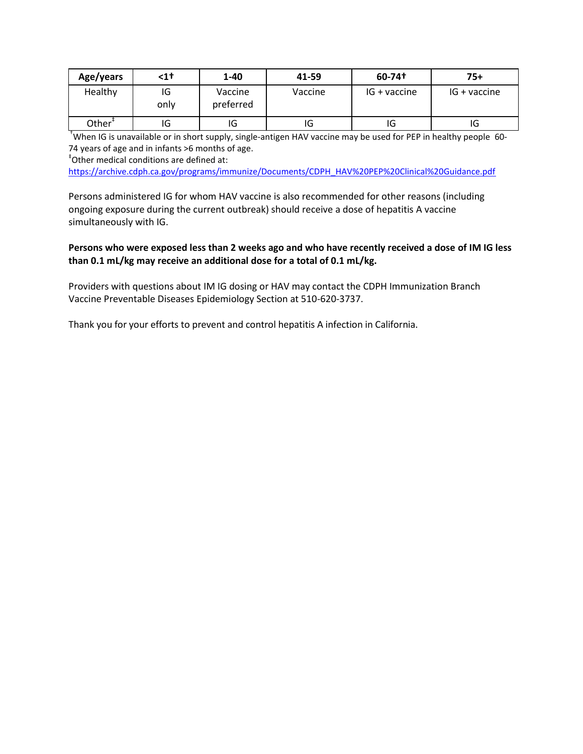| Age/years | <1† | 1-40 | 41-59 | 60-74† | 75+ |
|---|---|---|---|---|---|
| Healthy | IG only | Vaccine preferred | Vaccine | IG + vaccine | IG + vaccine |
| Other‡ | IG | IG | IG | IG | IG |

†When IG is unavailable or in short supply, single-antigen HAV vaccine may be used for PEP in healthy people 60-74 years of age and in infants >6 months of age.

‡Other medical conditions are defined at: https://archive.cdph.ca.gov/programs/immunize/Documents/CDPH_HAV%20PEP%20Clinical%20Guidance.pdf

Persons administered IG for whom HAV vaccine is also recommended for other reasons (including ongoing exposure during the current outbreak) should receive a dose of hepatitis A vaccine simultaneously with IG.

**Persons who were exposed less than 2 weeks ago and who have recently received a dose of IM IG less than 0.1 mL/kg may receive an additional dose for a total of 0.1 mL/kg.**

Providers with questions about IM IG dosing or HAV may contact the CDPH Immunization Branch Vaccine Preventable Diseases Epidemiology Section at 510-620-3737.

Thank you for your efforts to prevent and control hepatitis A infection in California.